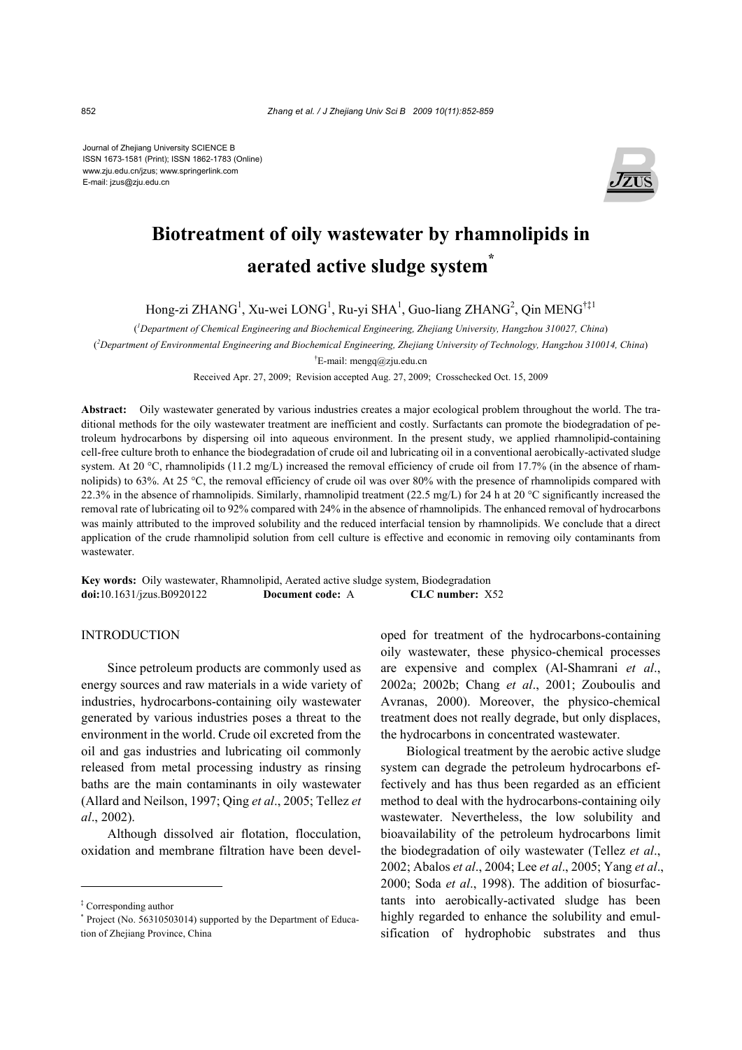Journal of Zhejiang University SCIENCE B
ISSN 1673-1581 (Print); ISSN 1862-1783 (Online)
www.zju.edu.cn/jzus; www.springerlink.com
E-mail: jzus@zju.edu.cn

# Biotreatment of oily wastewater by rhamnolipids in aerated active sludge system*

Hong-zi ZHANG[1], Xu-wei LONG[1], Ru-yi SHA[1], Guo-liang ZHANG[2], Qin MENG[†‡1]

([1]*Department of Chemical Engineering and Biochemical Engineering, Zhejiang University, Hangzhou 310027, China*)

([2]*Department of Environmental Engineering and Biochemical Engineering, Zhejiang University of Technology, Hangzhou 310014, China*)

[†]E-mail: mengq@zju.edu.cn

Received Apr. 27, 2009; Revision accepted Aug. 27, 2009; Crosschecked Oct. 15, 2009

**Abstract:** Oily wastewater generated by various industries creates a major ecological problem throughout the world. The traditional methods for the oily wastewater treatment are inefficient and costly. Surfactants can promote the biodegradation of petroleum hydrocarbons by dispersing oil into aqueous environment. In the present study, we applied rhamnolipid-containing cell-free culture broth to enhance the biodegradation of crude oil and lubricating oil in a conventional aerobically-activated sludge system. At 20 °C, rhamnolipids (11.2 mg/L) increased the removal efficiency of crude oil from 17.7% (in the absence of rhamnolipids) to 63%. At 25 °C, the removal efficiency of crude oil was over 80% with the presence of rhamnolipids compared with 22.3% in the absence of rhamnolipids. Similarly, rhamnolipid treatment (22.5 mg/L) for 24 h at 20 °C significantly increased the removal rate of lubricating oil to 92% compared with 24% in the absence of rhamnolipids. The enhanced removal of hydrocarbons was mainly attributed to the improved solubility and the reduced interfacial tension by rhamnolipids. We conclude that a direct application of the crude rhamnolipid solution from cell culture is effective and economic in removing oily contaminants from wastewater.

**Key words:** Oily wastewater, Rhamnolipid, Aerated active sludge system, Biodegradation
**doi:**10.1631/jzus.B0920122 **Document code:** A **CLC number:** X52

## INTRODUCTION

Since petroleum products are commonly used as energy sources and raw materials in a wide variety of industries, hydrocarbons-containing oily wastewater generated by various industries poses a threat to the environment in the world. Crude oil excreted from the oil and gas industries and lubricating oil commonly released from metal processing industry as rinsing baths are the main contaminants in oily wastewater (Allard and Neilson, 1997; Qing *et al*., 2005; Tellez *et al*., 2002).

Although dissolved air flotation, flocculation, oxidation and membrane filtration have been developed for treatment of the hydrocarbons-containing oily wastewater, these physico-chemical processes are expensive and complex (Al-Shamrani *et al*., 2002a; 2002b; Chang *et al*., 2001; Zouboulis and Avranas, 2000). Moreover, the physico-chemical treatment does not really degrade, but only displaces, the hydrocarbons in concentrated wastewater.

Biological treatment by the aerobic active sludge system can degrade the petroleum hydrocarbons effectively and has thus been regarded as an efficient method to deal with the hydrocarbons-containing oily wastewater. Nevertheless, the low solubility and bioavailability of the petroleum hydrocarbons limit the biodegradation of oily wastewater (Tellez *et al*., 2002; Abalos *et al*., 2004; Lee *et al*., 2005; Yang *et al*., 2000; Soda *et al*., 1998). The addition of biosurfactants into aerobically-activated sludge has been highly regarded to enhance the solubility and emulsification of hydrophobic substrates and thus

---

‡ Corresponding author
\* Project (No. 56310503014) supported by the Department of Education of Zhejiang Province, China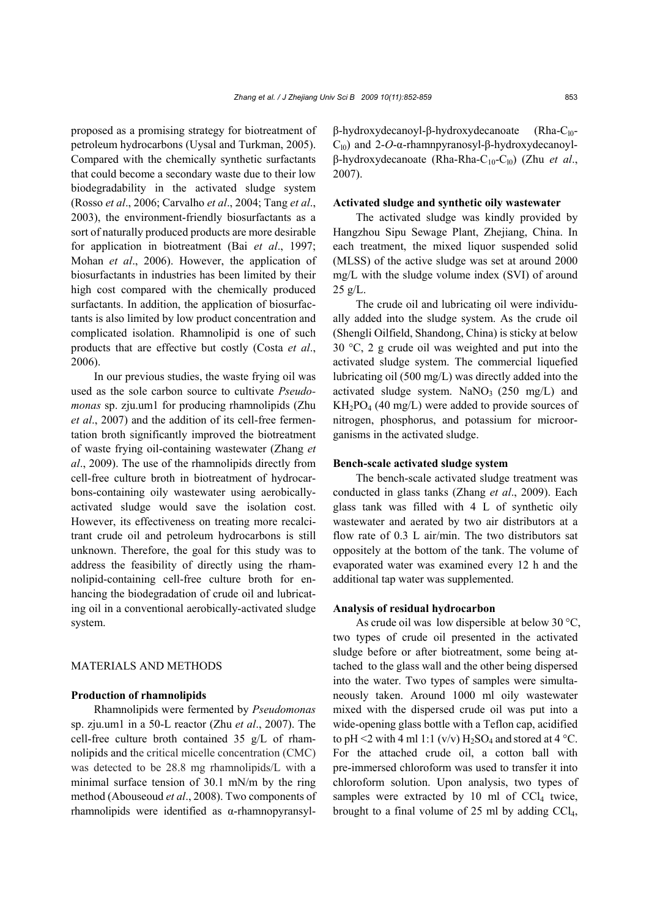proposed as a promising strategy for biotreatment of petroleum hydrocarbons (Uysal and Turkman, 2005). Compared with the chemically synthetic surfactants that could become a secondary waste due to their low biodegradability in the activated sludge system (Rosso *et al*., 2006; Carvalho *et al*., 2004; Tang *et al*., 2003), the environment-friendly biosurfactants as a sort of naturally produced products are more desirable for application in biotreatment (Bai *et al*., 1997; Mohan *et al*., 2006). However, the application of biosurfactants in industries has been limited by their high cost compared with the chemically produced surfactants. In addition, the application of biosurfactants is also limited by low product concentration and complicated isolation. Rhamnolipid is one of such products that are effective but costly (Costa *et al*., 2006).

In our previous studies, the waste frying oil was used as the sole carbon source to cultivate *Pseudomonas* sp. zju.um1 for producing rhamnolipids (Zhu *et al*., 2007) and the addition of its cell-free fermentation broth significantly improved the biotreatment of waste frying oil-containing wastewater (Zhang *et al*., 2009). The use of the rhamnolipids directly from cell-free culture broth in biotreatment of hydrocarbons-containing oily wastewater using aerobically-activated sludge would save the isolation cost. However, its effectiveness on treating more recalcitrant crude oil and petroleum hydrocarbons is still unknown. Therefore, the goal for this study was to address the feasibility of directly using the rhamnolipid-containing cell-free culture broth for enhancing the biodegradation of crude oil and lubricating oil in a conventional aerobically-activated sludge system.

## MATERIALS AND METHODS

### Production of rhamnolipids

Rhamnolipids were fermented by *Pseudomonas* sp. zju.um1 in a 50-L reactor (Zhu *et al*., 2007). The cell-free culture broth contained 35 g/L of rhamnolipids and the critical micelle concentration (CMC) was detected to be 28.8 mg rhamnolipids/L with a minimal surface tension of 30.1 mN/m by the ring method (Abouseoud *et al*., 2008). Two components of rhamnolipids were identified as α-rhamnopyransyl-β-hydroxydecanoyl-β-hydroxydecanoate (Rha-$C_{10}$-$C_{10}$) and 2-*O*-α-rhamnpyranosyl-β-hydroxydecanoyl-β-hydroxydecanoate (Rha-Rha-$C_{10}$-$C_{10}$) (Zhu *et al*., 2007).

### Activated sludge and synthetic oily wastewater

The activated sludge was kindly provided by Hangzhou Sipu Sewage Plant, Zhejiang, China. In each treatment, the mixed liquor suspended solid (MLSS) of the active sludge was set at around 2000 mg/L with the sludge volume index (SVI) of around 25 g/L.

The crude oil and lubricating oil were individually added into the sludge system. As the crude oil (Shengli Oilfield, Shandong, China) is sticky at below 30 °C, 2 g crude oil was weighted and put into the activated sludge system. The commercial liquefied lubricating oil (500 mg/L) was directly added into the activated sludge system. $NaNO_3$ (250 mg/L) and $KH_2PO_4$ (40 mg/L) were added to provide sources of nitrogen, phosphorus, and potassium for microorganisms in the activated sludge.

### Bench-scale activated sludge system

The bench-scale activated sludge treatment was conducted in glass tanks (Zhang *et al*., 2009). Each glass tank was filled with 4 L of synthetic oily wastewater and aerated by two air distributors at a flow rate of 0.3 L air/min. The two distributors sat oppositely at the bottom of the tank. The volume of evaporated water was examined every 12 h and the additional tap water was supplemented.

### Analysis of residual hydrocarbon

As crude oil was low dispersible at below 30 °C, two types of crude oil presented in the activated sludge before or after biotreatment, some being attached to the glass wall and the other being dispersed into the water. Two types of samples were simultaneously taken. Around 1000 ml oily wastewater mixed with the dispersed crude oil was put into a wide-opening glass bottle with a Teflon cap, acidified to pH <2 with 4 ml 1:1 (v/v) $H_2SO_4$ and stored at 4 °C. For the attached crude oil, a cotton ball with pre-immersed chloroform was used to transfer it into chloroform solution. Upon analysis, two types of samples were extracted by 10 ml of $CCl_4$ twice, brought to a final volume of 25 ml by adding $CCl_4$,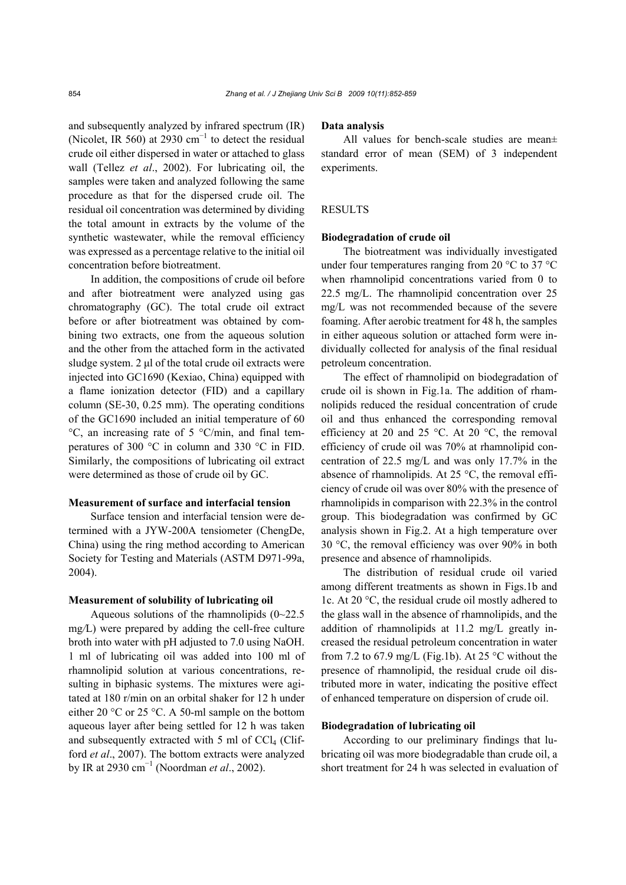and subsequently analyzed by infrared spectrum (IR) (Nicolet, IR 560) at 2930 $cm^{-1}$ to detect the residual crude oil either dispersed in water or attached to glass wall (Tellez *et al*., 2002). For lubricating oil, the samples were taken and analyzed following the same procedure as that for the dispersed crude oil. The residual oil concentration was determined by dividing the total amount in extracts by the volume of the synthetic wastewater, while the removal efficiency was expressed as a percentage relative to the initial oil concentration before biotreatment.

In addition, the compositions of crude oil before and after biotreatment were analyzed using gas chromatography (GC). The total crude oil extract before or after biotreatment was obtained by combining two extracts, one from the aqueous solution and the other from the attached form in the activated sludge system. 2 μl of the total crude oil extracts were injected into GC1690 (Kexiao, China) equipped with a flame ionization detector (FID) and a capillary column (SE-30, 0.25 mm). The operating conditions of the GC1690 included an initial temperature of 60 °C, an increasing rate of 5 °C/min, and final temperatures of 300 °C in column and 330 °C in FID. Similarly, the compositions of lubricating oil extract were determined as those of crude oil by GC.

### Measurement of surface and interfacial tension

Surface tension and interfacial tension were determined with a JYW-200A tensiometer (ChengDe, China) using the ring method according to American Society for Testing and Materials (ASTM D971-99a, 2004).

### Measurement of solubility of lubricating oil

Aqueous solutions of the rhamnolipids (0~22.5 mg/L) were prepared by adding the cell-free culture broth into water with pH adjusted to 7.0 using NaOH. 1 ml of lubricating oil was added into 100 ml of rhamnolipid solution at various concentrations, resulting in biphasic systems. The mixtures were agitated at 180 r/min on an orbital shaker for 12 h under either 20 °C or 25 °C. A 50-ml sample on the bottom aqueous layer after being settled for 12 h was taken and subsequently extracted with 5 ml of $CCl_4$ (Clifford *et al*., 2007). The bottom extracts were analyzed by IR at 2930 $cm^{-1}$ (Noordman *et al*., 2002).

### Data analysis

All values for bench-scale studies are mean± standard error of mean (SEM) of 3 independent experiments.

## RESULTS

### Biodegradation of crude oil

The biotreatment was individually investigated under four temperatures ranging from 20 °C to 37 °C when rhamnolipid concentrations varied from 0 to 22.5 mg/L. The rhamnolipid concentration over 25 mg/L was not recommended because of the severe foaming. After aerobic treatment for 48 h, the samples in either aqueous solution or attached form were individually collected for analysis of the final residual petroleum concentration.

The effect of rhamnolipid on biodegradation of crude oil is shown in Fig.1a. The addition of rhamnolipids reduced the residual concentration of crude oil and thus enhanced the corresponding removal efficiency at 20 and 25 °C. At 20 °C, the removal efficiency of crude oil was 70% at rhamnolipid concentration of 22.5 mg/L and was only 17.7% in the absence of rhamnolipids. At 25 °C, the removal efficiency of crude oil was over 80% with the presence of rhamnolipids in comparison with 22.3% in the control group. This biodegradation was confirmed by GC analysis shown in Fig.2. At a high temperature over 30 °C, the removal efficiency was over 90% in both presence and absence of rhamnolipids.

The distribution of residual crude oil varied among different treatments as shown in Figs.1b and 1c. At 20 °C, the residual crude oil mostly adhered to the glass wall in the absence of rhamnolipids, and the addition of rhamnolipids at 11.2 mg/L greatly increased the residual petroleum concentration in water from 7.2 to 67.9 mg/L (Fig.1b). At 25 °C without the presence of rhamnolipid, the residual crude oil distributed more in water, indicating the positive effect of enhanced temperature on dispersion of crude oil.

### Biodegradation of lubricating oil

According to our preliminary findings that lubricating oil was more biodegradable than crude oil, a short treatment for 24 h was selected in evaluation of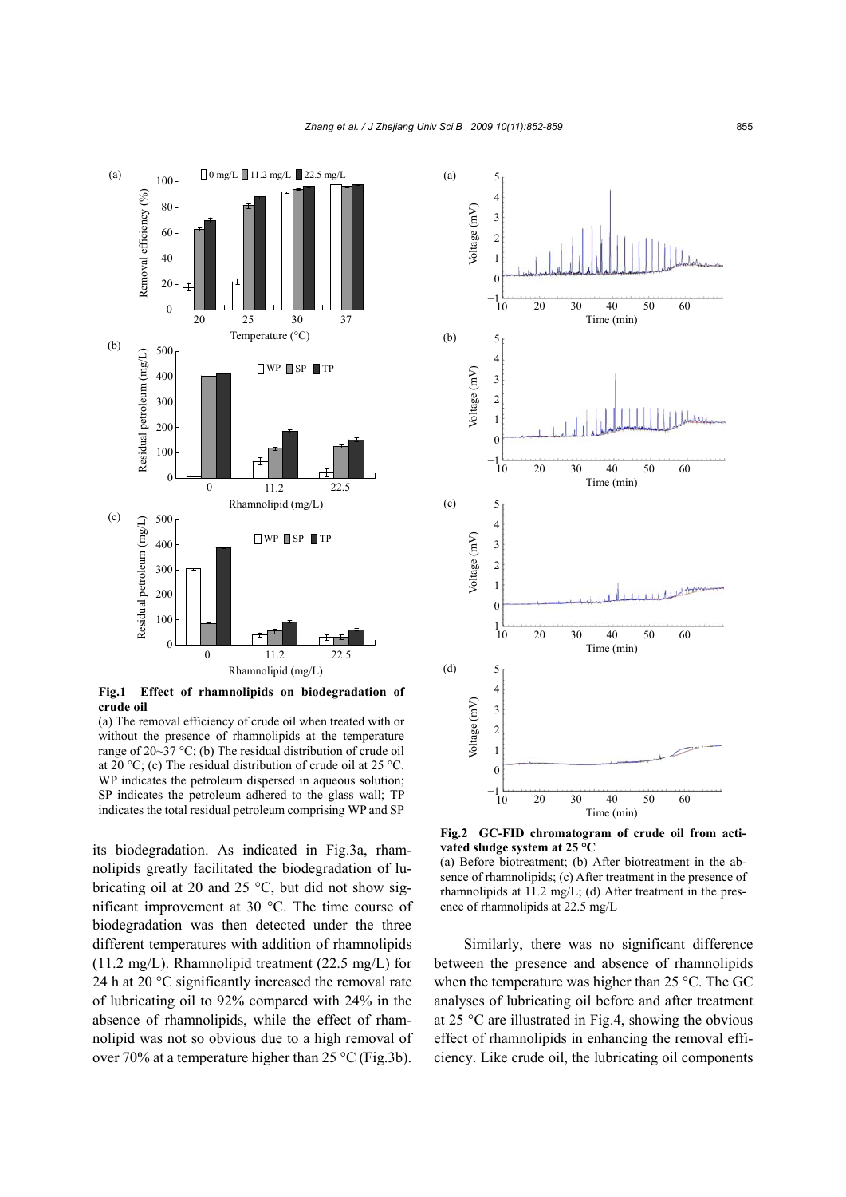**Fig.1 Effect of rhamnolipids on biodegradation of crude oil**

(a) The removal efficiency of crude oil when treated with or without the presence of rhamnolipids at the temperature range of 20~37 °C; (b) The residual distribution of crude oil at 20 °C; (c) The residual distribution of crude oil at 25 °C. WP indicates the petroleum dispersed in aqueous solution; SP indicates the petroleum adhered to the glass wall; TP indicates the total residual petroleum comprising WP and SP

its biodegradation. As indicated in Fig.3a, rhamnolipids greatly facilitated the biodegradation of lubricating oil at 20 and 25 °C, but did not show significant improvement at 30 °C. The time course of biodegradation was then detected under the three different temperatures with addition of rhamnolipids (11.2 mg/L). Rhamnolipid treatment (22.5 mg/L) for 24 h at 20 °C significantly increased the removal rate of lubricating oil to 92% compared with 24% in the absence of rhamnolipids, while the effect of rhamnolipid was not so obvious due to a high removal of over 70% at a temperature higher than 25 °C (Fig.3b).

**Fig.2 GC-FID chromatogram of crude oil from activated sludge system at 25 °C**

(a) Before biotreatment; (b) After biotreatment in the absence of rhamnolipids; (c) After treatment in the presence of rhamnolipids at 11.2 mg/L; (d) After treatment in the presence of rhamnolipids at 22.5 mg/L

Similarly, there was no significant difference between the presence and absence of rhamnolipids when the temperature was higher than 25 °C. The GC analyses of lubricating oil before and after treatment at 25 °C are illustrated in Fig.4, showing the obvious effect of rhamnolipids in enhancing the removal efficiency. Like crude oil, the lubricating oil components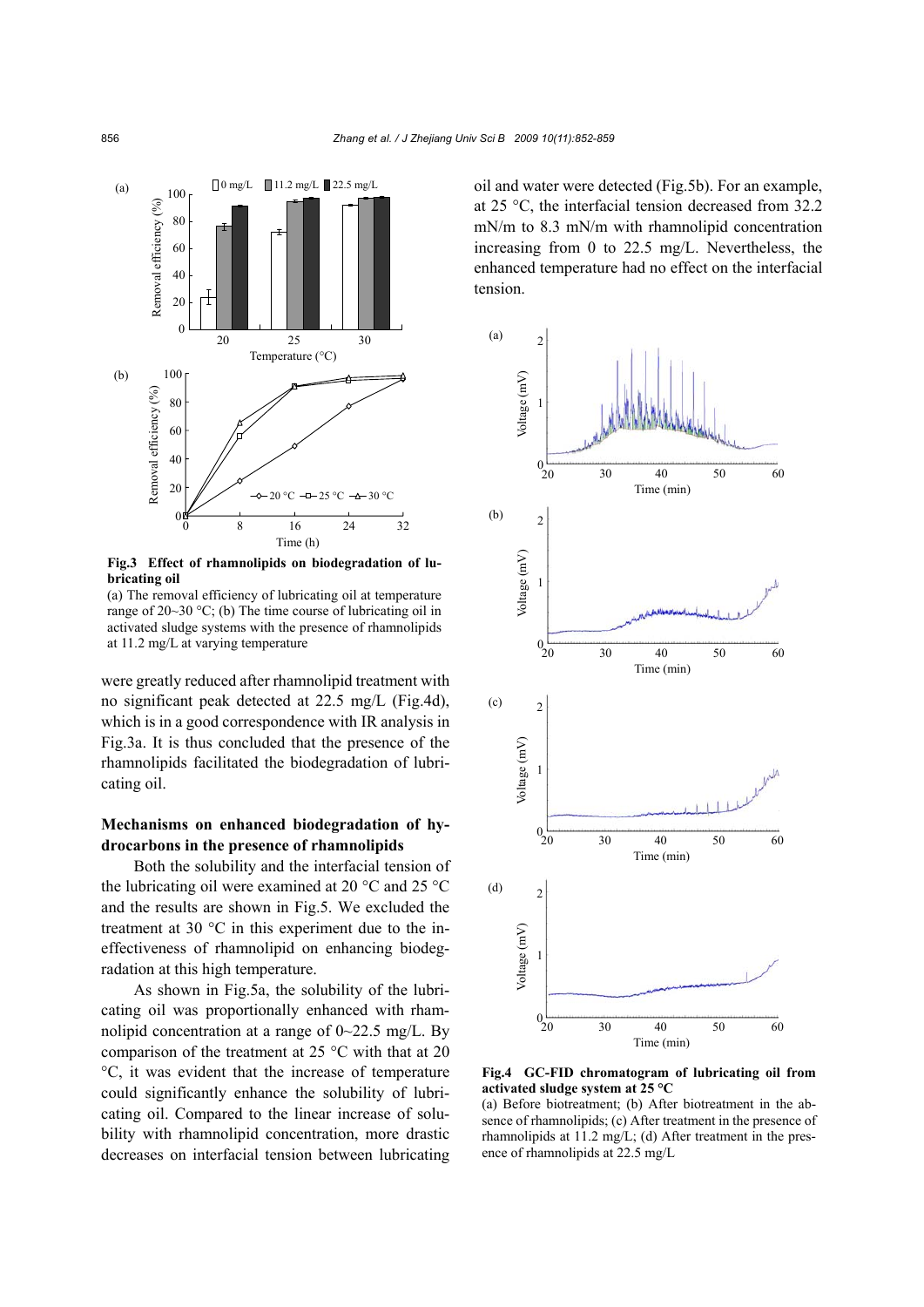**Fig.3 Effect of rhamnolipids on biodegradation of lubricating oil**

(a) The removal efficiency of lubricating oil at temperature range of 20~30 °C; (b) The time course of lubricating oil in activated sludge systems with the presence of rhamnolipids at 11.2 mg/L at varying temperature

were greatly reduced after rhamnolipid treatment with no significant peak detected at 22.5 mg/L (Fig.4d), which is in a good correspondence with IR analysis in Fig.3a. It is thus concluded that the presence of the rhamnolipids facilitated the biodegradation of lubricating oil.

## Mechanisms on enhanced biodegradation of hydrocarbons in the presence of rhamnolipids

Both the solubility and the interfacial tension of the lubricating oil were examined at 20 °C and 25 °C and the results are shown in Fig.5. We excluded the treatment at 30 °C in this experiment due to the ineffectiveness of rhamnolipid on enhancing biodegradation at this high temperature.

As shown in Fig.5a, the solubility of the lubricating oil was proportionally enhanced with rhamnolipid concentration at a range of 0~22.5 mg/L. By comparison of the treatment at 25 °C with that at 20 °C, it was evident that the increase of temperature could significantly enhance the solubility of lubricating oil. Compared to the linear increase of solubility with rhamnolipid concentration, more drastic decreases on interfacial tension between lubricating oil and water were detected (Fig.5b). For an example, at 25 °C, the interfacial tension decreased from 32.2 mN/m to 8.3 mN/m with rhamnolipid concentration increasing from 0 to 22.5 mg/L. Nevertheless, the enhanced temperature had no effect on the interfacial tension.

**Fig.4 GC-FID chromatogram of lubricating oil from activated sludge system at 25 °C**

(a) Before biotreatment; (b) After biotreatment in the absence of rhamnolipids; (c) After treatment in the presence of rhamnolipids at 11.2 mg/L; (d) After treatment in the presence of rhamnolipids at 22.5 mg/L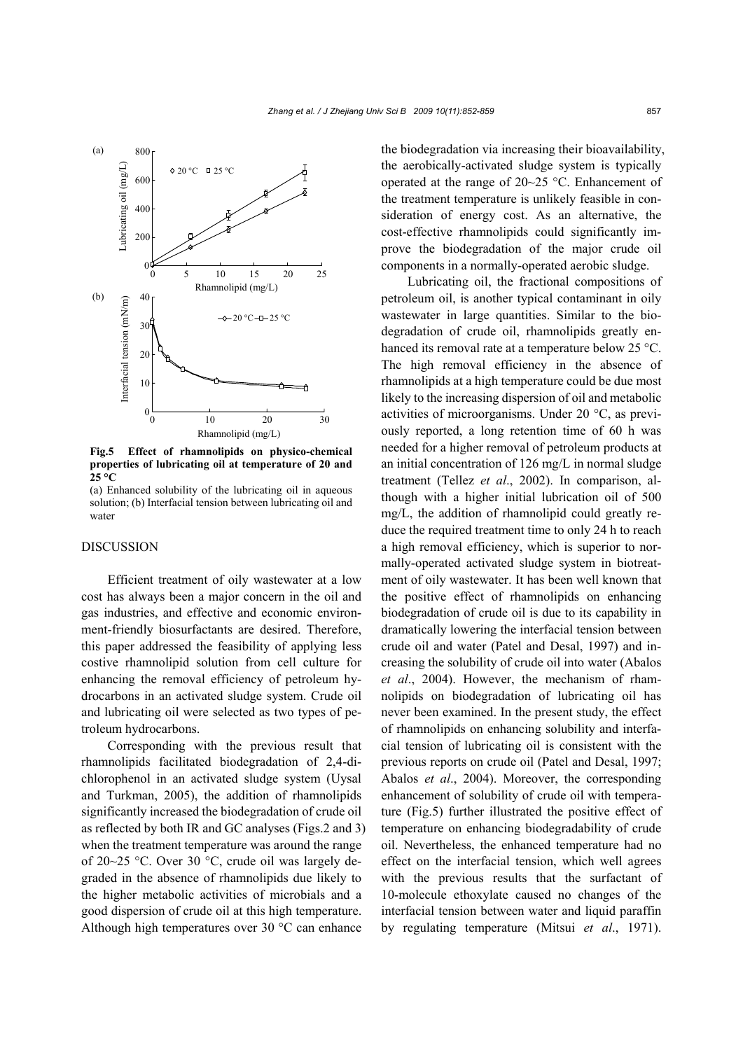**Fig.5 Effect of rhamnolipids on physico-chemical properties of lubricating oil at temperature of 20 and 25 °C**

(a) Enhanced solubility of the lubricating oil in aqueous solution; (b) Interfacial tension between lubricating oil and water

## DISCUSSION

Efficient treatment of oily wastewater at a low cost has always been a major concern in the oil and gas industries, and effective and economic environment-friendly biosurfactants are desired. Therefore, this paper addressed the feasibility of applying less costive rhamnolipid solution from cell culture for enhancing the removal efficiency of petroleum hydrocarbons in an activated sludge system. Crude oil and lubricating oil were selected as two types of petroleum hydrocarbons.

Corresponding with the previous result that rhamnolipids facilitated biodegradation of 2,4-dichlorophenol in an activated sludge system (Uysal and Turkman, 2005), the addition of rhamnolipids significantly increased the biodegradation of crude oil as reflected by both IR and GC analyses (Figs.2 and 3) when the treatment temperature was around the range of 20~25 °C. Over 30 °C, crude oil was largely degraded in the absence of rhamnolipids due likely to the higher metabolic activities of microbials and a good dispersion of crude oil at this high temperature. Although high temperatures over 30 °C can enhance the biodegradation via increasing their bioavailability, the aerobically-activated sludge system is typically operated at the range of 20~25 °C. Enhancement of the treatment temperature is unlikely feasible in consideration of energy cost. As an alternative, the cost-effective rhamnolipids could significantly improve the biodegradation of the major crude oil components in a normally-operated aerobic sludge.

Lubricating oil, the fractional compositions of petroleum oil, is another typical contaminant in oily wastewater in large quantities. Similar to the biodegradation of crude oil, rhamnolipids greatly enhanced its removal rate at a temperature below 25 °C. The high removal efficiency in the absence of rhamnolipids at a high temperature could be due most likely to the increasing dispersion of oil and metabolic activities of microorganisms. Under 20 °C, as previously reported, a long retention time of 60 h was needed for a higher removal of petroleum products at an initial concentration of 126 mg/L in normal sludge treatment (Tellez *et al*., 2002). In comparison, although with a higher initial lubrication oil of 500 mg/L, the addition of rhamnolipid could greatly reduce the required treatment time to only 24 h to reach a high removal efficiency, which is superior to normally-operated activated sludge system in biotreatment of oily wastewater. It has been well known that the positive effect of rhamnolipids on enhancing biodegradation of crude oil is due to its capability in dramatically lowering the interfacial tension between crude oil and water (Patel and Desal, 1997) and increasing the solubility of crude oil into water (Abalos *et al*., 2004). However, the mechanism of rhamnolipids on biodegradation of lubricating oil has never been examined. In the present study, the effect of rhamnolipids on enhancing solubility and interfacial tension of lubricating oil is consistent with the previous reports on crude oil (Patel and Desal, 1997; Abalos *et al*., 2004). Moreover, the corresponding enhancement of solubility of crude oil with temperature (Fig.5) further illustrated the positive effect of temperature on enhancing biodegradability of crude oil. Nevertheless, the enhanced temperature had no effect on the interfacial tension, which well agrees with the previous results that the surfactant of 10-molecule ethoxylate caused no changes of the interfacial tension between water and liquid paraffin by regulating temperature (Mitsui *et al*., 1971).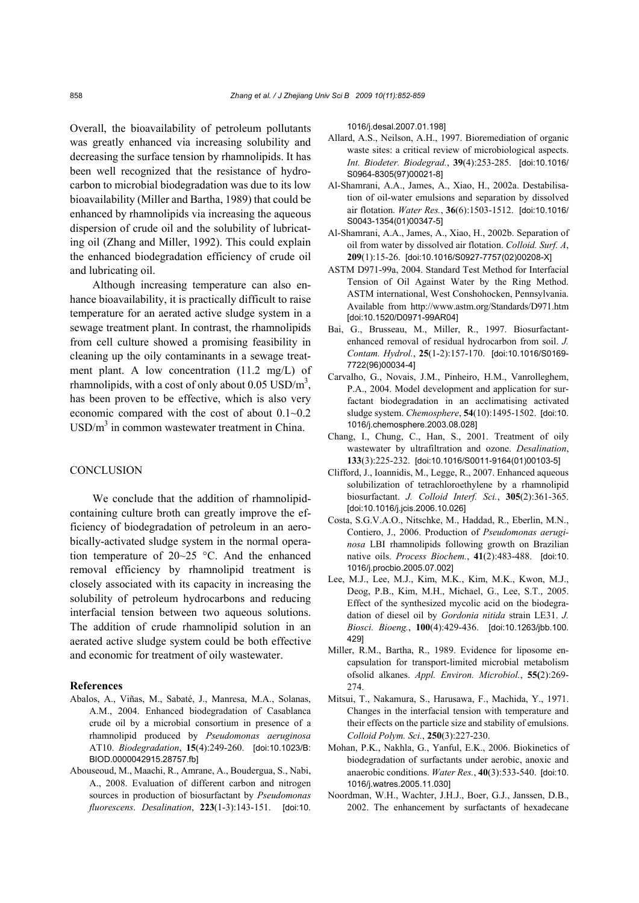Overall, the bioavailability of petroleum pollutants was greatly enhanced via increasing solubility and decreasing the surface tension by rhamnolipids. It has been well recognized that the resistance of hydrocarbon to microbial biodegradation was due to its low bioavailability (Miller and Bartha, 1989) that could be enhanced by rhamnolipids via increasing the aqueous dispersion of crude oil and the solubility of lubricating oil (Zhang and Miller, 1992). This could explain the enhanced biodegradation efficiency of crude oil and lubricating oil.

Although increasing temperature can also enhance bioavailability, it is practically difficult to raise temperature for an aerated active sludge system in a sewage treatment plant. In contrast, the rhamnolipids from cell culture showed a promising feasibility in cleaning up the oily contaminants in a sewage treatment plant. A low concentration (11.2 mg/L) of rhamnolipids, with a cost of only about 0.05 USD/$m^3$, has been proven to be effective, which is also very economic compared with the cost of about 0.1~0.2 USD/$m^3$ in common wastewater treatment in China.

## CONCLUSION

We conclude that the addition of rhamnolipid-containing culture broth can greatly improve the efficiency of biodegradation of petroleum in an aerobically-activated sludge system in the normal operation temperature of 20~25 °C. And the enhanced removal efficiency by rhamnolipid treatment is closely associated with its capacity in increasing the solubility of petroleum hydrocarbons and reducing interfacial tension between two aqueous solutions. The addition of crude rhamnolipid solution in an aerated active sludge system could be both effective and economic for treatment of oily wastewater.

## References

Abalos, A., Viñas, M., Sabaté, J., Manresa, M.A., Solanas, A.M., 2004. Enhanced biodegradation of Casablanca crude oil by a microbial consortium in presence of a rhamnolipid produced by *Pseudomonas aeruginosa* AT10. *Biodegradation*, **15**(4):249-260. [doi:10.1023/B:BIOD.0000042915.28757.fb]

Abouseoud, M., Maachi, R., Amrane, A., Boudergua, S., Nabi, A., 2008. Evaluation of different carbon and nitrogen sources in production of biosurfactant by *Pseudomonas fluorescens*. *Desalination*, **223**(1-3):143-151. [doi:10.1016/j.desal.2007.01.198]

Allard, A.S., Neilson, A.H., 1997. Bioremediation of organic waste sites: a critical review of microbiological aspects. *Int. Biodeter. Biodegrad.*, **39**(4):253-285. [doi:10.1016/S0964-8305(97)00021-8]

Al-Shamrani, A.A., James, A., Xiao, H., 2002a. Destabilisation of oil-water emulsions and separation by dissolved air flotation. *Water Res.*, **36**(6):1503-1512. [doi:10.1016/S0043-1354(01)00347-5]

Al-Shamrani, A.A., James, A., Xiao, H., 2002b. Separation of oil from water by dissolved air flotation. *Colloid. Surf. A*, **209**(1):15-26. [doi:10.1016/S0927-7757(02)00208-X]

ASTM D971-99a, 2004. Standard Test Method for Interfacial Tension of Oil Against Water by the Ring Method. ASTM international, West Conshohocken, Pennsylvania. Available from http://www.astm.org/Standards/D971.htm [doi:10.1520/D0971-99AR04]

Bai, G., Brusseau, M., Miller, R., 1997. Biosurfactant-enhanced removal of residual hydrocarbon from soil. *J. Contam. Hydrol.*, **25**(1-2):157-170. [doi:10.1016/S0169-7722(96)00034-4]

Carvalho, G., Novais, J.M., Pinheiro, H.M., Vanrolleghem, P.A., 2004. Model development and application for surfactant biodegradation in an acclimatising activated sludge system. *Chemosphere*, **54**(10):1495-1502. [doi:10.1016/j.chemosphere.2003.08.028]

Chang, I., Chung, C., Han, S., 2001. Treatment of oily wastewater by ultrafiltration and ozone. *Desalination*, **133**(3):225-232. [doi:10.1016/S0011-9164(01)00103-5]

Clifford, J., Ioannidis, M., Legge, R., 2007. Enhanced aqueous solubilization of tetrachloroethylene by a rhamnolipid biosurfactant. *J. Colloid Interf. Sci.*, **305**(2):361-365. [doi:10.1016/j.jcis.2006.10.026]

Costa, S.G.V.A.O., Nitschke, M., Haddad, R., Eberlin, M.N., Contiero, J., 2006. Production of *Pseudomonas aeruginosa* LBI rhamnolipids following growth on Brazilian native oils. *Process Biochem.*, **41**(2):483-488. [doi:10.1016/j.procbio.2005.07.002]

Lee, M.J., Lee, M.J., Kim, M.K., Kim, M.K., Kwon, M.J., Deog, P.B., Kim, M.H., Michael, G., Lee, S.T., 2005. Effect of the synthesized mycolic acid on the biodegradation of diesel oil by *Gordonia nitida* strain LE31. *J. Biosci. Bioeng.*, **100**(4):429-436. [doi:10.1263/jbb.100.429]

Miller, R.M., Bartha, R., 1989. Evidence for liposome encapsulation for transport-limited microbial metabolism ofsolid alkanes. *Appl. Environ. Microbiol.*, **55(**2):269-274.

Mitsui, T., Nakamura, S., Harusawa, F., Machida, Y., 1971. Changes in the interfacial tension with temperature and their effects on the particle size and stability of emulsions. *Colloid Polym. Sci.*, **250**(3):227-230.

Mohan, P.K., Nakhla, G., Yanful, E.K., 2006. Biokinetics of biodegradation of surfactants under aerobic, anoxic and anaerobic conditions. *Water Res.*, **40**(3):533-540. [doi:10.1016/j.watres.2005.11.030]

Noordman, W.H., Wachter, J.H.J., Boer, G.J., Janssen, D.B., 2002. The enhancement by surfactants of hexadecane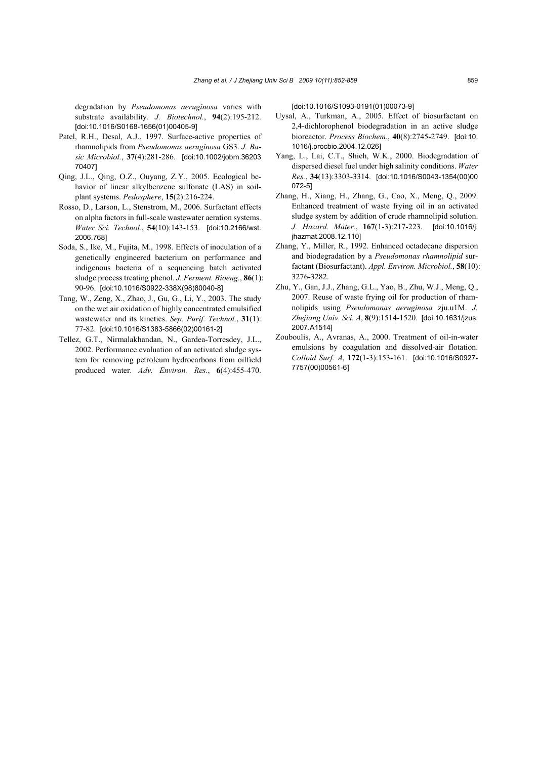degradation by *Pseudomonas aeruginosa* varies with substrate availability. *J. Biotechnol.*, **94**(2):195-212. [doi:10.1016/S0168-1656(01)00405-9]

Patel, R.H., Desal, A.J., 1997. Surface-active properties of rhamnolipids from *Pseudomonas aeruginosa* GS3. *J. Basic Microbiol.*, **37**(4):281-286. [doi:10.1002/jobm.3620370407]

Qing, J.L., Qing, O.Z., Ouyang, Z.Y., 2005. Ecological behavior of linear alkylbenzene sulfonate (LAS) in soil-plant systems. *Pedosphere*, **15**(2):216-224.

Rosso, D., Larson, L., Stenstrom, M., 2006. Surfactant effects on alpha factors in full-scale wastewater aeration systems. *Water Sci. Technol.*, **54**(10):143-153. [doi:10.2166/wst.2006.768]

Soda, S., Ike, M., Fujita, M., 1998. Effects of inoculation of a genetically engineered bacterium on performance and indigenous bacteria of a sequencing batch activated sludge process treating phenol. *J. Ferment. Bioeng.*, **86**(1): 90-96. [doi:10.1016/S0922-338X(98)80040-8]

Tang, W., Zeng, X., Zhao, J., Gu, G., Li, Y., 2003. The study on the wet air oxidation of highly concentrated emulsified wastewater and its kinetics. *Sep. Purif. Technol.*, **31**(1): 77-82. [doi:10.1016/S1383-5866(02)00161-2]

Tellez, G.T., Nirmalakhandan, N., Gardea-Torresdey, J.L., 2002. Performance evaluation of an activated sludge system for removing petroleum hydrocarbons from oilfield produced water. *Adv. Environ. Res.*, **6**(4):455-470. [doi:10.1016/S1093-0191(01)00073-9]

Uysal, A., Turkman, A., 2005. Effect of biosurfactant on 2,4-dichlorophenol biodegradation in an active sludge bioreactor. *Process Biochem.*, **40**(8):2745-2749. [doi:10.1016/j.procbio.2004.12.026]

Yang, L., Lai, C.T., Shieh, W.K., 2000. Biodegradation of dispersed diesel fuel under high salinity conditions. *Water Res.*, **34**(13):3303-3314. [doi:10.1016/S0043-1354(00)00072-5]

Zhang, H., Xiang, H., Zhang, G., Cao, X., Meng, Q., 2009. Enhanced treatment of waste frying oil in an activated sludge system by addition of crude rhamnolipid solution. *J. Hazard. Mater.*, **167**(1-3):217-223. [doi:10.1016/j.jhazmat.2008.12.110]

Zhang, Y., Miller, R., 1992. Enhanced octadecane dispersion and biodegradation by a *Pseudomonas rhamnolipid* surfactant (Biosurfactant). *Appl. Environ. Microbiol.*, **58**(10): 3276-3282.

Zhu, Y., Gan, J.J., Zhang, G.L., Yao, B., Zhu, W.J., Meng, Q., 2007. Reuse of waste frying oil for production of rhamnolipids using *Pseudomonas aeruginosa* zju.u1M. *J. Zhejiang Univ. Sci. A*, **8**(9):1514-1520. [doi:10.1631/jzus.2007.A1514]

Zouboulis, A., Avranas, A., 2000. Treatment of oil-in-water emulsions by coagulation and dissolved-air flotation. *Colloid Surf. A*, **172**(1-3):153-161. [doi:10.1016/S0927-7757(00)00561-6]